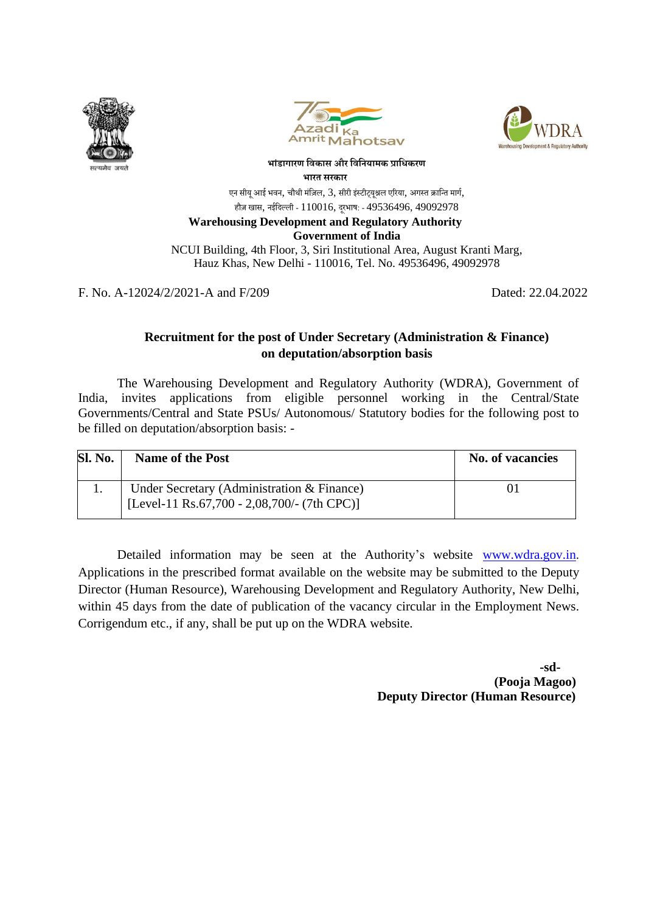भांडागारण विकास और विनियामक प्राधिकरण

भारत सरकार

एन सीयू आई भवन, चौथी मंज़िल, 3, सीरी इंस्टीट्यूश्नल एरिया, अगस्त क्रान्ति मार्ग,
हौज़ खास, नईदिल्ली - 110016, दूरभाष: - 49536496, 49092978

**Warehousing Development and Regulatory Authority**
**Government of India**

NCUI Building, 4th Floor, 3, Siri Institutional Area, August Kranti Marg,
Hauz Khas, New Delhi - 110016, Tel. No. 49536496, 49092978

F. No. A-12024/2/2021-A and F/209 Dated: 22.04.2022

**Recruitment for the post of Under Secretary (Administration & Finance) on deputation/absorption basis**

The Warehousing Development and Regulatory Authority (WDRA), Government of India, invites applications from eligible personnel working in the Central/State Governments/Central and State PSUs/ Autonomous/ Statutory bodies for the following post to be filled on deputation/absorption basis: -

| Sl. No. | Name of the Post | No. of vacancies |
|---|---|---|
| 1. | Under Secretary (Administration & Finance) [Level-11 Rs.67,700 - 2,08,700/- (7th CPC)] | 01 |

Detailed information may be seen at the Authority's website www.wdra.gov.in. Applications in the prescribed format available on the website may be submitted to the Deputy Director (Human Resource), Warehousing Development and Regulatory Authority, New Delhi, within 45 days from the date of publication of the vacancy circular in the Employment News. Corrigendum etc., if any, shall be put up on the WDRA website.

**-sd-**
**(Pooja Magoo)**
**Deputy Director (Human Resource)**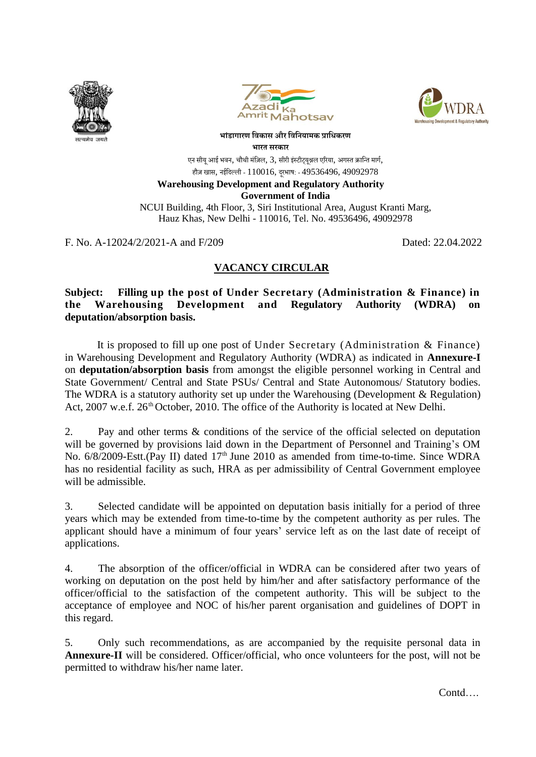भांडागारण विकास और विनियामक प्राधिकरण
भारत सरकार
एन सीयू आई भवन, चौथी मंज़िल, 3, सीरी इंस्टीट्यूश्नल एरिया, अगस्त क्रान्ति मार्ग,
हौज़ खास, नईदिल्ली - 110016, दूरभाष: - 49536496, 49092978

**Warehousing Development and Regulatory Authority**
**Government of India**
NCUI Building, 4th Floor, 3, Siri Institutional Area, August Kranti Marg,
Hauz Khas, New Delhi - 110016, Tel. No. 49536496, 49092978

F. No. A-12024/2/2021-A and F/209 Dated: 22.04.2022

## VACANCY CIRCULAR

**Subject: Filling up the post of Under Secretary (Administration & Finance) in the Warehousing Development and Regulatory Authority (WDRA) on deputation/absorption basis.**

It is proposed to fill up one post of Under Secretary (Administration & Finance) in Warehousing Development and Regulatory Authority (WDRA) as indicated in **Annexure-I** on **deputation/absorption basis** from amongst the eligible personnel working in Central and State Government/ Central and State PSUs/ Central and State Autonomous/ Statutory bodies. The WDRA is a statutory authority set up under the Warehousing (Development & Regulation) Act, 2007 w.e.f. 26th October, 2010. The office of the Authority is located at New Delhi.

2. Pay and other terms & conditions of the service of the official selected on deputation will be governed by provisions laid down in the Department of Personnel and Training's OM No. 6/8/2009-Estt.(Pay II) dated 17th June 2010 as amended from time-to-time. Since WDRA has no residential facility as such, HRA as per admissibility of Central Government employee will be admissible.

3. Selected candidate will be appointed on deputation basis initially for a period of three years which may be extended from time-to-time by the competent authority as per rules. The applicant should have a minimum of four years' service left as on the last date of receipt of applications.

4. The absorption of the officer/official in WDRA can be considered after two years of working on deputation on the post held by him/her and after satisfactory performance of the officer/official to the satisfaction of the competent authority. This will be subject to the acceptance of employee and NOC of his/her parent organisation and guidelines of DOPT in this regard.

5. Only such recommendations, as are accompanied by the requisite personal data in **Annexure-II** will be considered. Officer/official, who once volunteers for the post, will not be permitted to withdraw his/her name later.

Contd….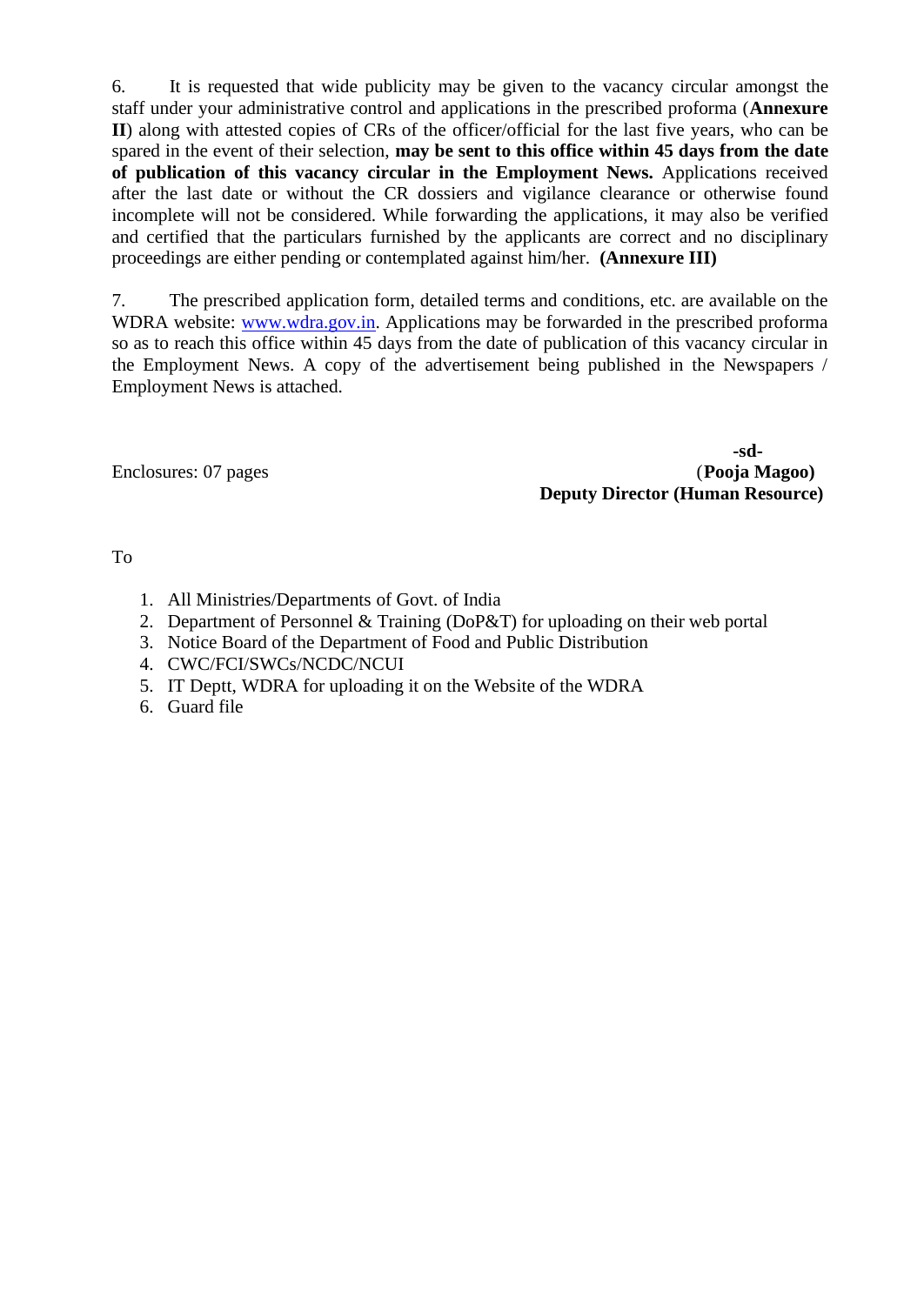6. It is requested that wide publicity may be given to the vacancy circular amongst the staff under your administrative control and applications in the prescribed proforma (**Annexure II**) along with attested copies of CRs of the officer/official for the last five years, who can be spared in the event of their selection, **may be sent to this office within 45 days from the date of publication of this vacancy circular in the Employment News.** Applications received after the last date or without the CR dossiers and vigilance clearance or otherwise found incomplete will not be considered. While forwarding the applications, it may also be verified and certified that the particulars furnished by the applicants are correct and no disciplinary proceedings are either pending or contemplated against him/her. **(Annexure III)**

7. The prescribed application form, detailed terms and conditions, etc. are available on the WDRA website: www.wdra.gov.in. Applications may be forwarded in the prescribed proforma so as to reach this office within 45 days from the date of publication of this vacancy circular in the Employment News. A copy of the advertisement being published in the Newspapers / Employment News is attached.

**-sd-**
(**Pooja Magoo)**
**Deputy Director (Human Resource)**

Enclosures: 07 pages

To

1. All Ministries/Departments of Govt. of India
2. Department of Personnel & Training (DoP&T) for uploading on their web portal
3. Notice Board of the Department of Food and Public Distribution
4. CWC/FCI/SWCs/NCDC/NCUI
5. IT Deptt, WDRA for uploading it on the Website of the WDRA
6. Guard file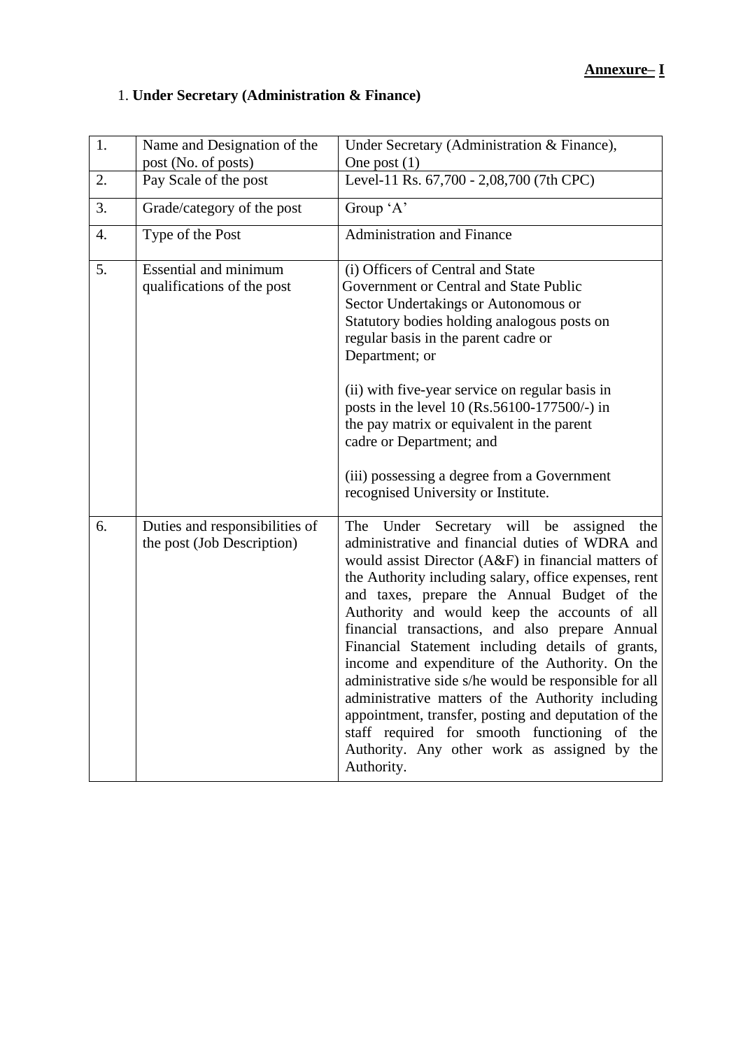**<u>Annexure– I</u>**

1. **Under Secretary (Administration & Finance)**

| 1. | Name and Designation of the post (No. of posts) | Under Secretary (Administration & Finance), One post (1) |
|---|---|---|
| 2. | Pay Scale of the post | Level-11 Rs. 67,700 - 2,08,700 (7th CPC) |
| 3. | Grade/category of the post | Group 'A' |
| 4. | Type of the Post | Administration and Finance |
| 5. | Essential and minimum qualifications of the post | (i) Officers of Central and State Government or Central and State Public Sector Undertakings or Autonomous or Statutory bodies holding analogous posts on regular basis in the parent cadre or Department; or<br><br>(ii) with five-year service on regular basis in posts in the level 10 (Rs.56100-177500/-) in the pay matrix or equivalent in the parent cadre or Department; and<br><br>(iii) possessing a degree from a Government recognised University or Institute. |
| 6. | Duties and responsibilities of the post (Job Description) | The Under Secretary will be assigned the administrative and financial duties of WDRA and would assist Director (A&F) in financial matters of the Authority including salary, office expenses, rent and taxes, prepare the Annual Budget of the Authority and would keep the accounts of all financial transactions, and also prepare Annual Financial Statement including details of grants, income and expenditure of the Authority. On the administrative side s/he would be responsible for all administrative matters of the Authority including appointment, transfer, posting and deputation of the staff required for smooth functioning of the Authority. Any other work as assigned by the Authority. |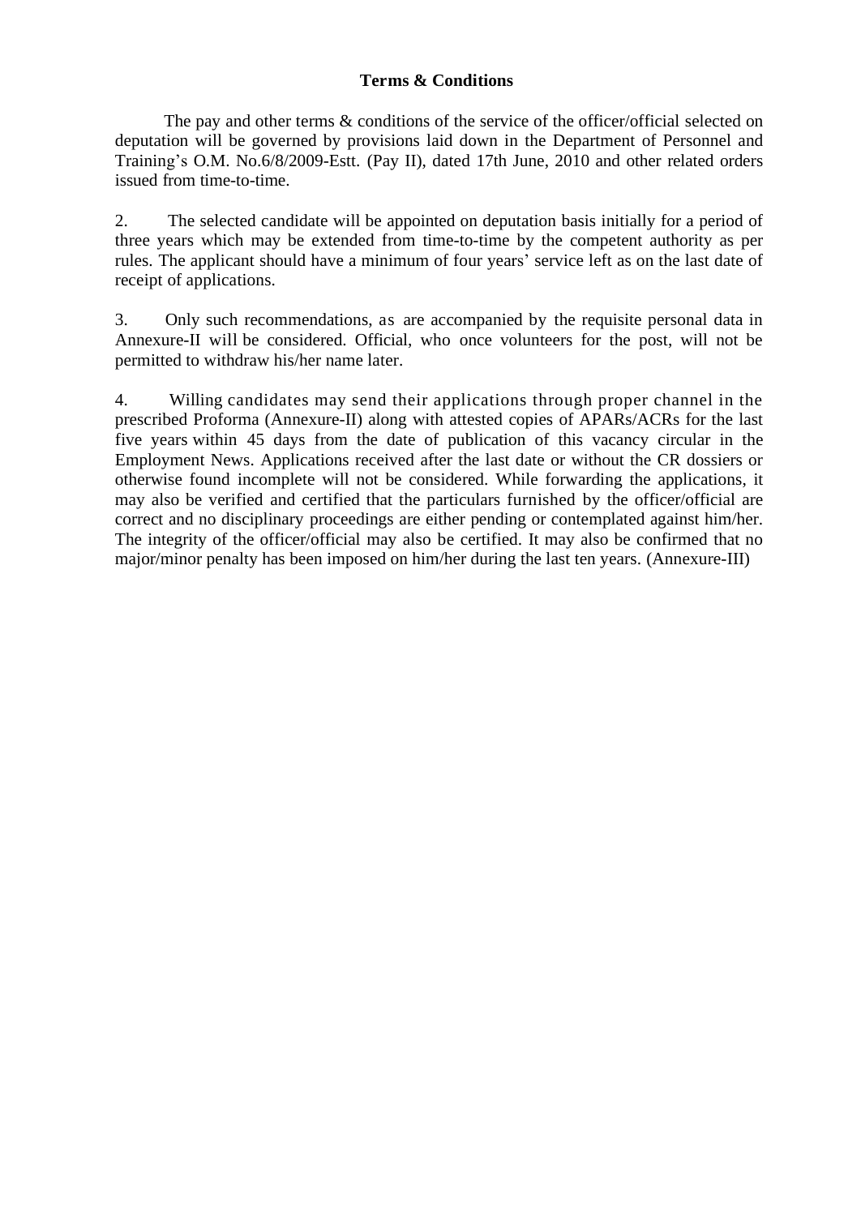**Terms & Conditions**

The pay and other terms & conditions of the service of the officer/official selected on deputation will be governed by provisions laid down in the Department of Personnel and Training's O.M. No.6/8/2009-Estt. (Pay II), dated 17th June, 2010 and other related orders issued from time-to-time.

2. The selected candidate will be appointed on deputation basis initially for a period of three years which may be extended from time-to-time by the competent authority as per rules. The applicant should have a minimum of four years' service left as on the last date of receipt of applications.

3. Only such recommendations, as are accompanied by the requisite personal data in Annexure-II will be considered. Official, who once volunteers for the post, will not be permitted to withdraw his/her name later.

4. Willing candidates may send their applications through proper channel in the prescribed Proforma (Annexure-II) along with attested copies of APARs/ACRs for the last five years within 45 days from the date of publication of this vacancy circular in the Employment News. Applications received after the last date or without the CR dossiers or otherwise found incomplete will not be considered. While forwarding the applications, it may also be verified and certified that the particulars furnished by the officer/official are correct and no disciplinary proceedings are either pending or contemplated against him/her. The integrity of the officer/official may also be certified. It may also be confirmed that no major/minor penalty has been imposed on him/her during the last ten years. (Annexure-III)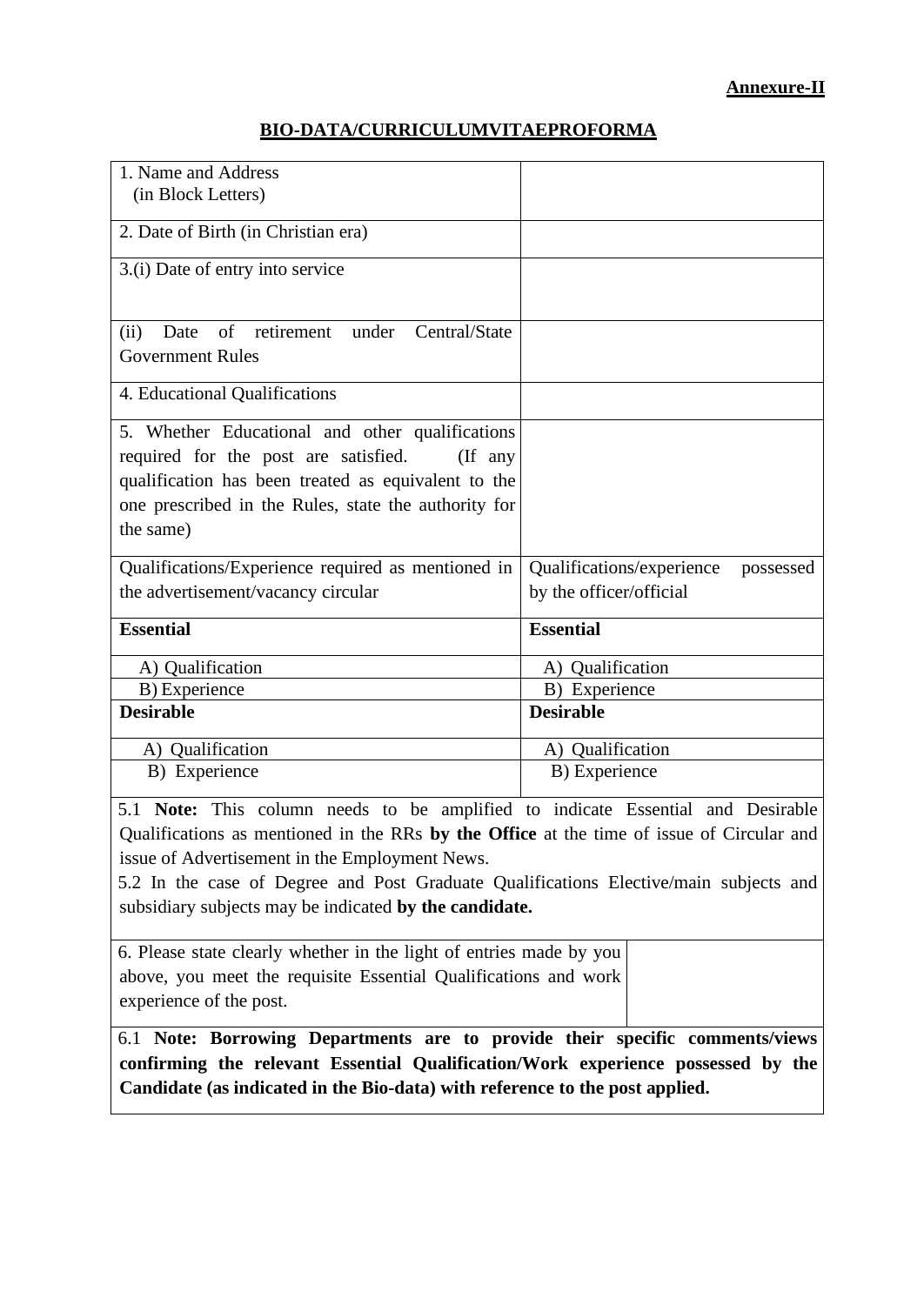**Annexure-II**

## BIO-DATA/CURRICULUMVITAEPROFORMA

| | |
|---|---|
| 1. Name and Address (in Block Letters) | |
| 2. Date of Birth (in Christian era) | |
| 3.(i) Date of entry into service | |
| (ii) Date of retirement under Central/State Government Rules | |
| 4. Educational Qualifications | |
| 5. Whether Educational and other qualifications required for the post are satisfied. (If any qualification has been treated as equivalent to the one prescribed in the Rules, state the authority for the same) | |
| Qualifications/Experience required as mentioned in the advertisement/vacancy circular | Qualifications/experience possessed by the officer/official |
| **Essential** | **Essential** |
| A) Qualification | A) Qualification |
| B) Experience | B) Experience |
| **Desirable** | **Desirable** |
| A) Qualification | A) Qualification |
| B) Experience | B) Experience |

5.1 **Note:** This column needs to be amplified to indicate Essential and Desirable Qualifications as mentioned in the RRs **by the Office** at the time of issue of Circular and issue of Advertisement in the Employment News.

5.2 In the case of Degree and Post Graduate Qualifications Elective/main subjects and subsidiary subjects may be indicated **by the candidate.**

| | |
|---|---|
| 6. Please state clearly whether in the light of entries made by you above, you meet the requisite Essential Qualifications and work experience of the post. | |

6.1 **Note: Borrowing Departments are to provide their specific comments/views confirming the relevant Essential Qualification/Work experience possessed by the Candidate (as indicated in the Bio-data) with reference to the post applied.**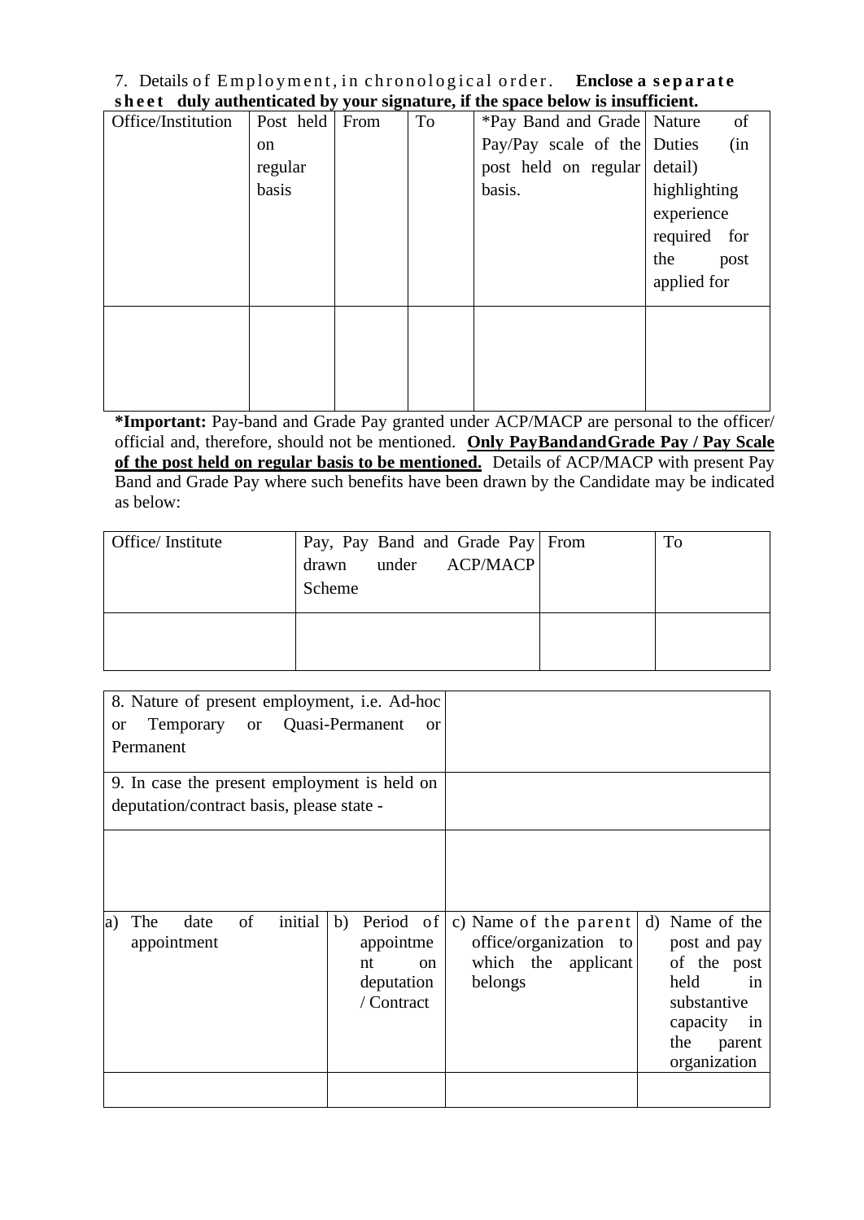7. Details of Employment, in chronological order. **Enclose a separate sheet duly authenticated by your signature, if the space below is insufficient.**

| Office/Institution | Post held on regular basis | From | To | *Pay Band and Grade Pay/Pay scale of the post held on regular basis. | Nature of Duties (in detail) highlighting experience required for the post applied for |
|---|---|---|---|---|---|
| | | | | | |

***Important:** Pay-band and Grade Pay granted under ACP/MACP are personal to the officer/ official and, therefore, should not be mentioned. **Only PayBandandGrade Pay / Pay Scale of the post held on regular basis to be mentioned.** Details of ACP/MACP with present Pay Band and Grade Pay where such benefits have been drawn by the Candidate may be indicated as below:

| Office/ Institute | Pay, Pay Band and Grade Pay drawn under ACP/MACP Scheme | From | To |
|---|---|---|---|
| | | | |

| 8. Nature of present employment, i.e. Ad-hoc or Temporary or Quasi-Permanent or Permanent | | | |
|---|---|---|---|
| 9. In case the present employment is held on deputation/contract basis, please state - | | | |
| | | | |
| a) The date of initial appointment | b) Period of appointment on deputation / Contract | c) Name of the parent office/organization to which the applicant belongs | d) Name of the post and pay of the post held in substantive capacity in the parent organization |
| | | | |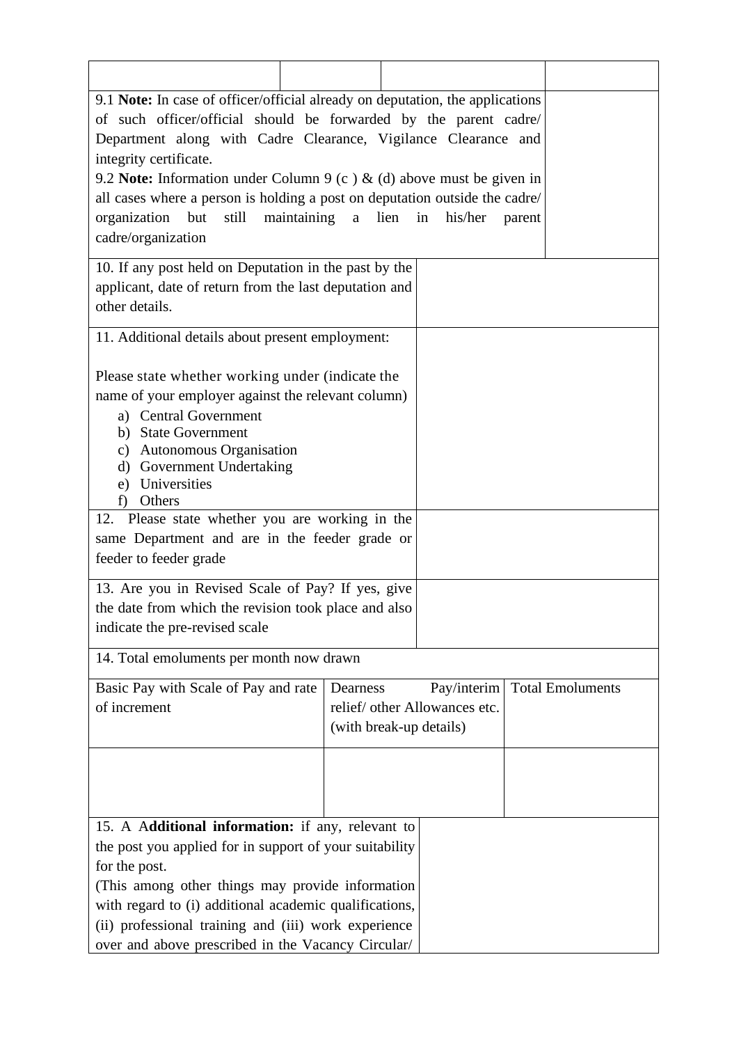| | | | |
|---|---|---|---|
| | | | |
| 9.1 **Note:** In case of officer/official already on deputation, the applications of such officer/official should be forwarded by the parent cadre/ Department along with Cadre Clearance, Vigilance Clearance and integrity certificate.<br>9.2 **Note:** Information under Column 9 (c ) & (d) above must be given in all cases where a person is holding a post on deputation outside the cadre/ organization but still maintaining a lien in his/her parent cadre/organization | | | |

| | |
|---|---|
| 10. If any post held on Deputation in the past by the applicant, date of return from the last deputation and other details. | |
| 11. Additional details about present employment:<br><br>Please state whether working under (indicate the name of your employer against the relevant column)<br>a) Central Government<br>b) State Government<br>c) Autonomous Organisation<br>d) Government Undertaking<br>e) Universities<br>f) Others | |
| 12. Please state whether you are working in the same Department and are in the feeder grade or feeder to feeder grade | |
| 13. Are you in Revised Scale of Pay? If yes, give the date from which the revision took place and also indicate the pre-revised scale | |

| 14. Total emoluments per month now drawn | | |
|---|---|---|
| Basic Pay with Scale of Pay and rate of increment | Dearness Pay/interim relief/ other Allowances etc. (with break-up details) | Total Emoluments |
| | | |

| | |
|---|---|
| 15. A A**dditional information:** if any, relevant to the post you applied for in support of your suitability for the post.<br>(This among other things may provide information with regard to (i) additional academic qualifications, (ii) professional training and (iii) work experience over and above prescribed in the Vacancy Circular/ | |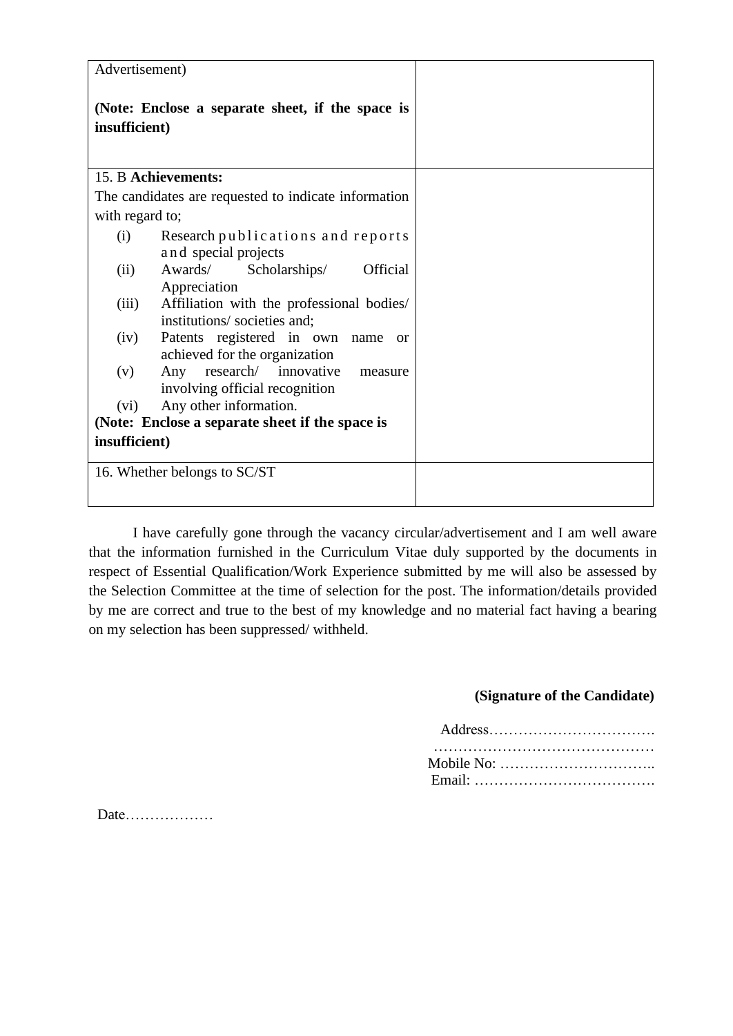| | |
|---|---|
| Advertisement)<br><br>**(Note: Enclose a separate sheet, if the space is insufficient)** | |
| 15. B **Achievements:**<br>The candidates are requested to indicate information with regard to;<br>(i) Research publications and reports and special projects<br>(ii) Awards/ Scholarships/ Official Appreciation<br>(iii) Affiliation with the professional bodies/ institutions/ societies and;<br>(iv) Patents registered in own name or achieved for the organization<br>(v) Any research/ innovative measure involving official recognition<br>(vi) Any other information.<br>**(Note: Enclose a separate sheet if the space is insufficient)** | |
| 16. Whether belongs to SC/ST | |

I have carefully gone through the vacancy circular/advertisement and I am well aware that the information furnished in the Curriculum Vitae duly supported by the documents in respect of Essential Qualification/Work Experience submitted by me will also be assessed by the Selection Committee at the time of selection for the post. The information/details provided by me are correct and true to the best of my knowledge and no material fact having a bearing on my selection has been suppressed/ withheld.

**(Signature of the Candidate)**

Address…………………………….
………………………………………
Mobile No: …………………………..
Email: ……………………………….

Date………………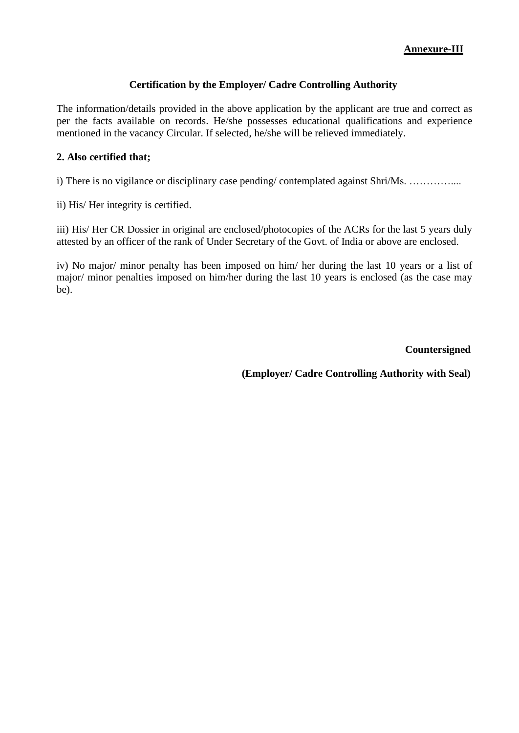**Annexure-III**

## Certification by the Employer/ Cadre Controlling Authority

The information/details provided in the above application by the applicant are true and correct as per the facts available on records. He/she possesses educational qualifications and experience mentioned in the vacancy Circular. If selected, he/she will be relieved immediately.

**2. Also certified that;**

i) There is no vigilance or disciplinary case pending/ contemplated against Shri/Ms. …………....

ii) His/ Her integrity is certified.

iii) His/ Her CR Dossier in original are enclosed/photocopies of the ACRs for the last 5 years duly attested by an officer of the rank of Under Secretary of the Govt. of India or above are enclosed.

iv) No major/ minor penalty has been imposed on him/ her during the last 10 years or a list of major/ minor penalties imposed on him/her during the last 10 years is enclosed (as the case may be).

**Countersigned**

**(Employer/ Cadre Controlling Authority with Seal)**